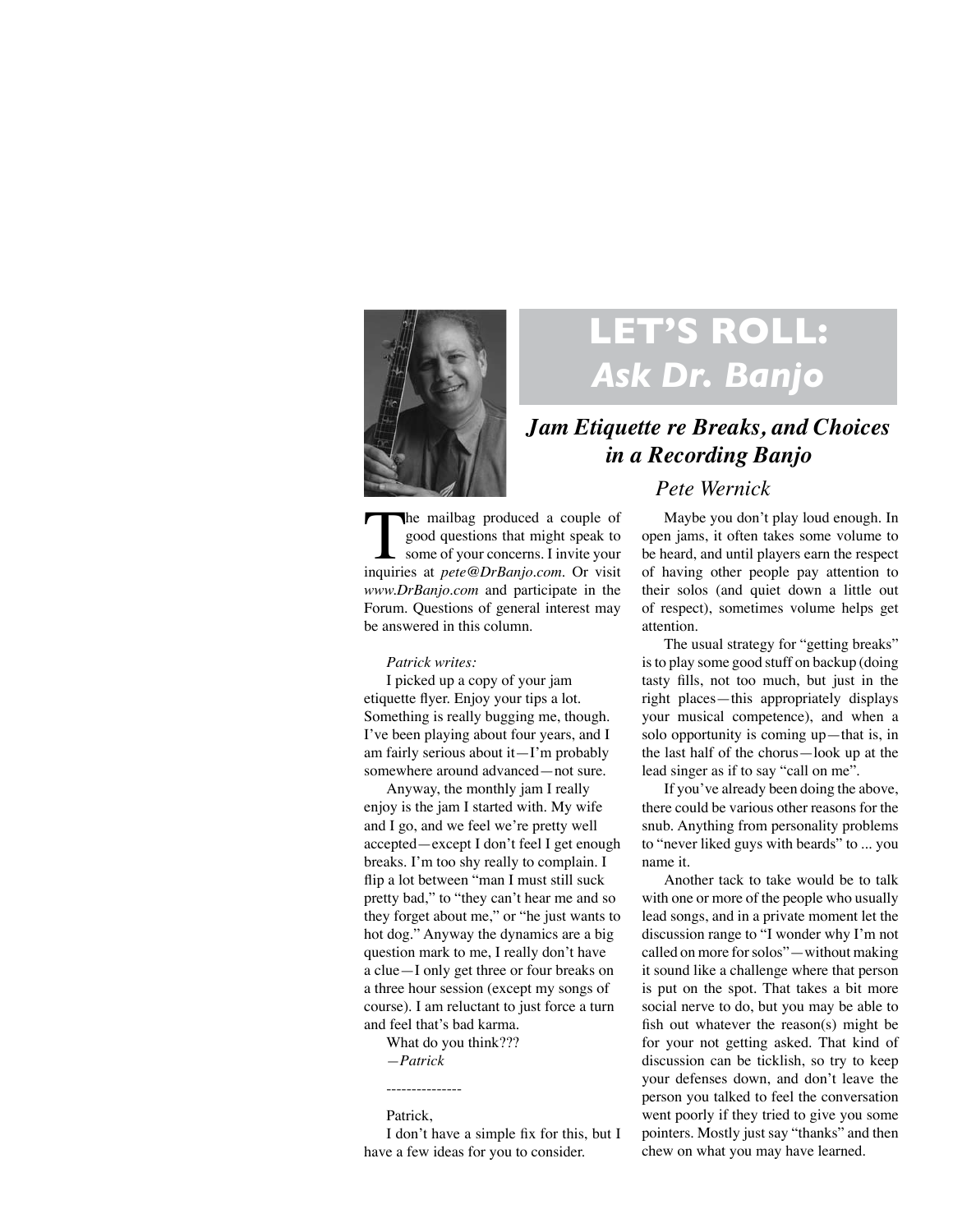# LET'S ROLL: *Ask Dr. Banjo*

## *Jam Etiquette re Breaks, and Choices in a Recording Banjo*

*Pete Wernick*

The mailbag produced a couple of good questions that might speak to some of your concerns. I invite your inquiries at *pete@DrBanjo.com*. Or visit *www.DrBanjo.com* and participate in the Forum. Questions of general interest may be answered in this column.

*Patrick writes:*

I picked up a copy of your jam etiquette flyer. Enjoy your tips a lot. Something is really bugging me, though. I've been playing about four years, and I am fairly serious about it—I'm probably somewhere around advanced—not sure.

Anyway, the monthly jam I really enjoy is the jam I started with. My wife and I go, and we feel we're pretty well accepted—except I don't feel I get enough breaks. I'm too shy really to complain. I flip a lot between "man I must still suck pretty bad," to "they can't hear me and so they forget about me," or "he just wants to hot dog." Anyway the dynamics are a big question mark to me, I really don't have a clue—I only get three or four breaks on a three hour session (except my songs of course). I am reluctant to just force a turn and feel that's bad karma.

What do you think???

—*Patrick*

---------------

Patrick,

I don't have a simple fix for this, but I have a few ideas for you to consider.

Maybe you don't play loud enough. In open jams, it often takes some volume to be heard, and until players earn the respect of having other people pay attention to their solos (and quiet down a little out of respect), sometimes volume helps get attention.

The usual strategy for "getting breaks" is to play some good stuff on backup (doing tasty fills, not too much, but just in the right places—this appropriately displays your musical competence), and when a solo opportunity is coming up—that is, in the last half of the chorus—look up at the lead singer as if to say "call on me".

If you've already been doing the above, there could be various other reasons for the snub. Anything from personality problems to "never liked guys with beards" to ... you name it.

Another tack to take would be to talk with one or more of the people who usually lead songs, and in a private moment let the discussion range to "I wonder why I'm not called on more for solos"—without making it sound like a challenge where that person is put on the spot. That takes a bit more social nerve to do, but you may be able to fish out whatever the reason(s) might be for your not getting asked. That kind of discussion can be ticklish, so try to keep your defenses down, and don't leave the person you talked to feel the conversation went poorly if they tried to give you some pointers. Mostly just say "thanks" and then chew on what you may have learned.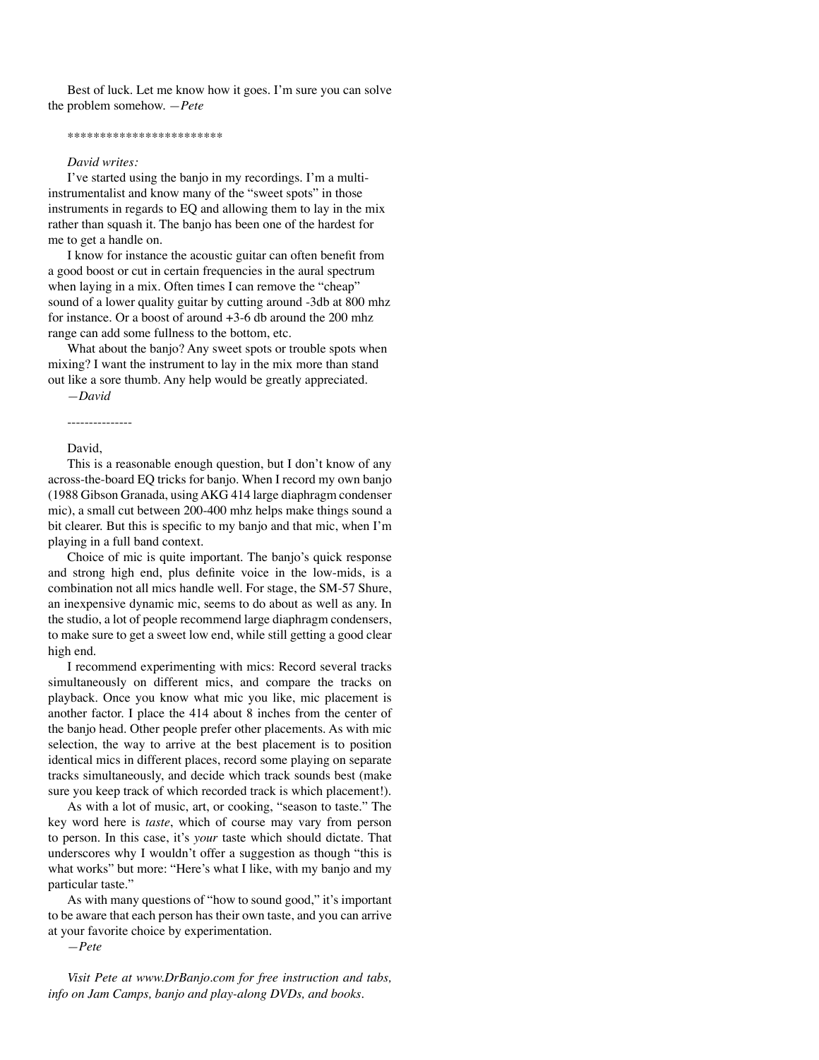Best of luck. Let me know how it goes. I'm sure you can solve the problem somehow. —*Pete*

************************

*David writes:*

I've started using the banjo in my recordings. I'm a multi-instrumentalist and know many of the "sweet spots" in those instruments in regards to EQ and allowing them to lay in the mix rather than squash it. The banjo has been one of the hardest for me to get a handle on.

I know for instance the acoustic guitar can often benefit from a good boost or cut in certain frequencies in the aural spectrum when laying in a mix. Often times I can remove the "cheap" sound of a lower quality guitar by cutting around -3db at 800 mhz for instance. Or a boost of around +3-6 db around the 200 mhz range can add some fullness to the bottom, etc.

What about the banjo? Any sweet spots or trouble spots when mixing? I want the instrument to lay in the mix more than stand out like a sore thumb. Any help would be greatly appreciated.

—*David*

---------------

David,

This is a reasonable enough question, but I don't know of any across-the-board EQ tricks for banjo. When I record my own banjo (1988 Gibson Granada, using AKG 414 large diaphragm condenser mic), a small cut between 200-400 mhz helps make things sound a bit clearer. But this is specific to my banjo and that mic, when I'm playing in a full band context.

Choice of mic is quite important. The banjo's quick response and strong high end, plus definite voice in the low-mids, is a combination not all mics handle well. For stage, the SM-57 Shure, an inexpensive dynamic mic, seems to do about as well as any. In the studio, a lot of people recommend large diaphragm condensers, to make sure to get a sweet low end, while still getting a good clear high end.

I recommend experimenting with mics: Record several tracks simultaneously on different mics, and compare the tracks on playback. Once you know what mic you like, mic placement is another factor. I place the 414 about 8 inches from the center of the banjo head. Other people prefer other placements. As with mic selection, the way to arrive at the best placement is to position identical mics in different places, record some playing on separate tracks simultaneously, and decide which track sounds best (make sure you keep track of which recorded track is which placement!).

As with a lot of music, art, or cooking, "season to taste." The key word here is *taste*, which of course may vary from person to person. In this case, it's *your* taste which should dictate. That underscores why I wouldn't offer a suggestion as though "this is what works" but more: "Here's what I like, with my banjo and my particular taste."

As with many questions of "how to sound good," it's important to be aware that each person has their own taste, and you can arrive at your favorite choice by experimentation.

—*Pete*

*Visit Pete at www.DrBanjo.com for free instruction and tabs, info on Jam Camps, banjo and play-along DVDs, and books.*